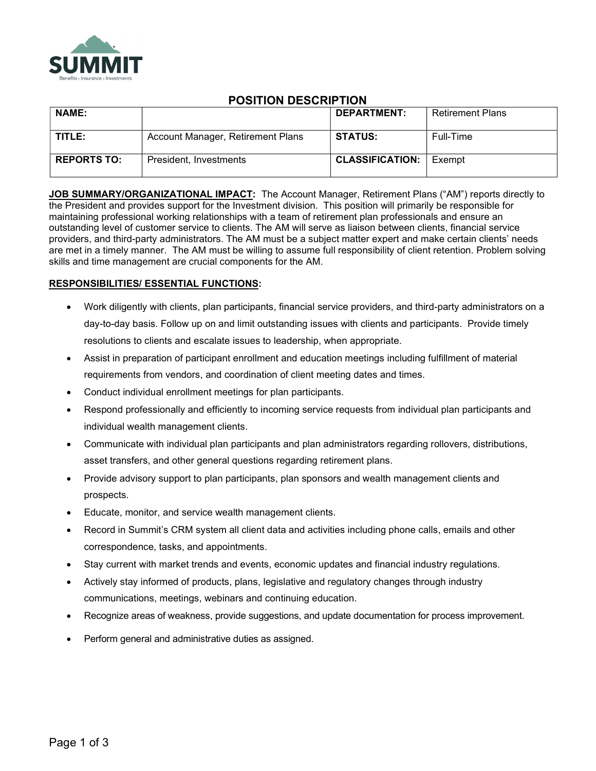SUMMIT

Benefits • Insurance • Investments

# POSITION DESCRIPTION

| NAME: | | DEPARTMENT: | Retirement Plans |
|---|---|---|---|
| TITLE: | Account Manager, Retirement Plans | STATUS: | Full-Time |
| REPORTS TO: | President, Investments | CLASSIFICATION: | Exempt |

**JOB SUMMARY/ORGANIZATIONAL IMPACT:** The Account Manager, Retirement Plans ("AM") reports directly to the President and provides support for the Investment division. This position will primarily be responsible for maintaining professional working relationships with a team of retirement plan professionals and ensure an outstanding level of customer service to clients. The AM will serve as liaison between clients, financial service providers, and third-party administrators. The AM must be a subject matter expert and make certain clients' needs are met in a timely manner. The AM must be willing to assume full responsibility of client retention. Problem solving skills and time management are crucial components for the AM.

**RESPONSIBILITIES/ ESSENTIAL FUNCTIONS:**

- Work diligently with clients, plan participants, financial service providers, and third-party administrators on a day-to-day basis. Follow up on and limit outstanding issues with clients and participants. Provide timely resolutions to clients and escalate issues to leadership, when appropriate.
- Assist in preparation of participant enrollment and education meetings including fulfillment of material requirements from vendors, and coordination of client meeting dates and times.
- Conduct individual enrollment meetings for plan participants.
- Respond professionally and efficiently to incoming service requests from individual plan participants and individual wealth management clients.
- Communicate with individual plan participants and plan administrators regarding rollovers, distributions, asset transfers, and other general questions regarding retirement plans.
- Provide advisory support to plan participants, plan sponsors and wealth management clients and prospects.
- Educate, monitor, and service wealth management clients.
- Record in Summit's CRM system all client data and activities including phone calls, emails and other correspondence, tasks, and appointments.
- Stay current with market trends and events, economic updates and financial industry regulations.
- Actively stay informed of products, plans, legislative and regulatory changes through industry communications, meetings, webinars and continuing education.
- Recognize areas of weakness, provide suggestions, and update documentation for process improvement.
- Perform general and administrative duties as assigned.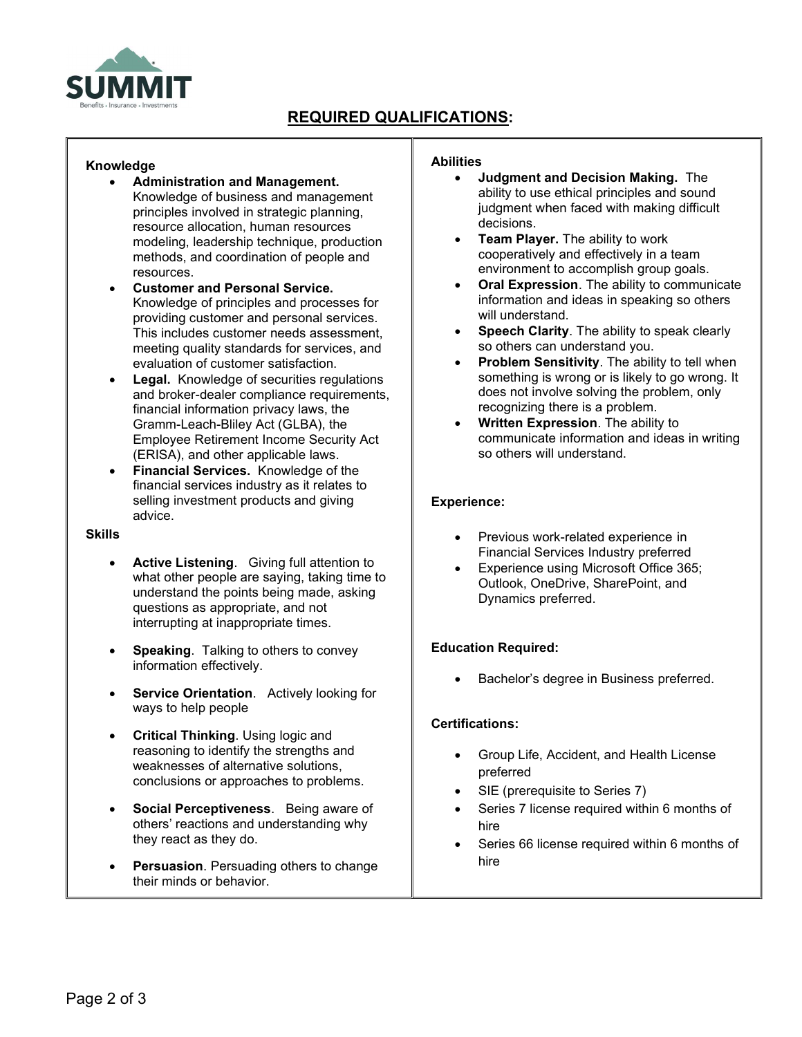## REQUIRED QUALIFICATIONS:

**Knowledge**

- **Administration and Management.** Knowledge of business and management principles involved in strategic planning, resource allocation, human resources modeling, leadership technique, production methods, and coordination of people and resources.
- **Customer and Personal Service.** Knowledge of principles and processes for providing customer and personal services. This includes customer needs assessment, meeting quality standards for services, and evaluation of customer satisfaction.
- **Legal.** Knowledge of securities regulations and broker-dealer compliance requirements, financial information privacy laws, the Gramm-Leach-Bliley Act (GLBA), the Employee Retirement Income Security Act (ERISA), and other applicable laws.
- **Financial Services.** Knowledge of the financial services industry as it relates to selling investment products and giving advice.

**Skills**

- **Active Listening**. Giving full attention to what other people are saying, taking time to understand the points being made, asking questions as appropriate, and not interrupting at inappropriate times.
- **Speaking**. Talking to others to convey information effectively.
- **Service Orientation**. Actively looking for ways to help people
- **Critical Thinking**. Using logic and reasoning to identify the strengths and weaknesses of alternative solutions, conclusions or approaches to problems.
- **Social Perceptiveness**. Being aware of others' reactions and understanding why they react as they do.
- **Persuasion**. Persuading others to change their minds or behavior.

**Abilities**

- **Judgment and Decision Making.** The ability to use ethical principles and sound judgment when faced with making difficult decisions.
- **Team Player.** The ability to work cooperatively and effectively in a team environment to accomplish group goals.
- **Oral Expression**. The ability to communicate information and ideas in speaking so others will understand.
- **Speech Clarity**. The ability to speak clearly so others can understand you.
- **Problem Sensitivity**. The ability to tell when something is wrong or is likely to go wrong. It does not involve solving the problem, only recognizing there is a problem.
- **Written Expression**. The ability to communicate information and ideas in writing so others will understand.

**Experience:**

- Previous work-related experience in Financial Services Industry preferred
- Experience using Microsoft Office 365; Outlook, OneDrive, SharePoint, and Dynamics preferred.

**Education Required:**

- Bachelor's degree in Business preferred.

**Certifications:**

- Group Life, Accident, and Health License preferred
- SIE (prerequisite to Series 7)
- Series 7 license required within 6 months of hire
- Series 66 license required within 6 months of hire